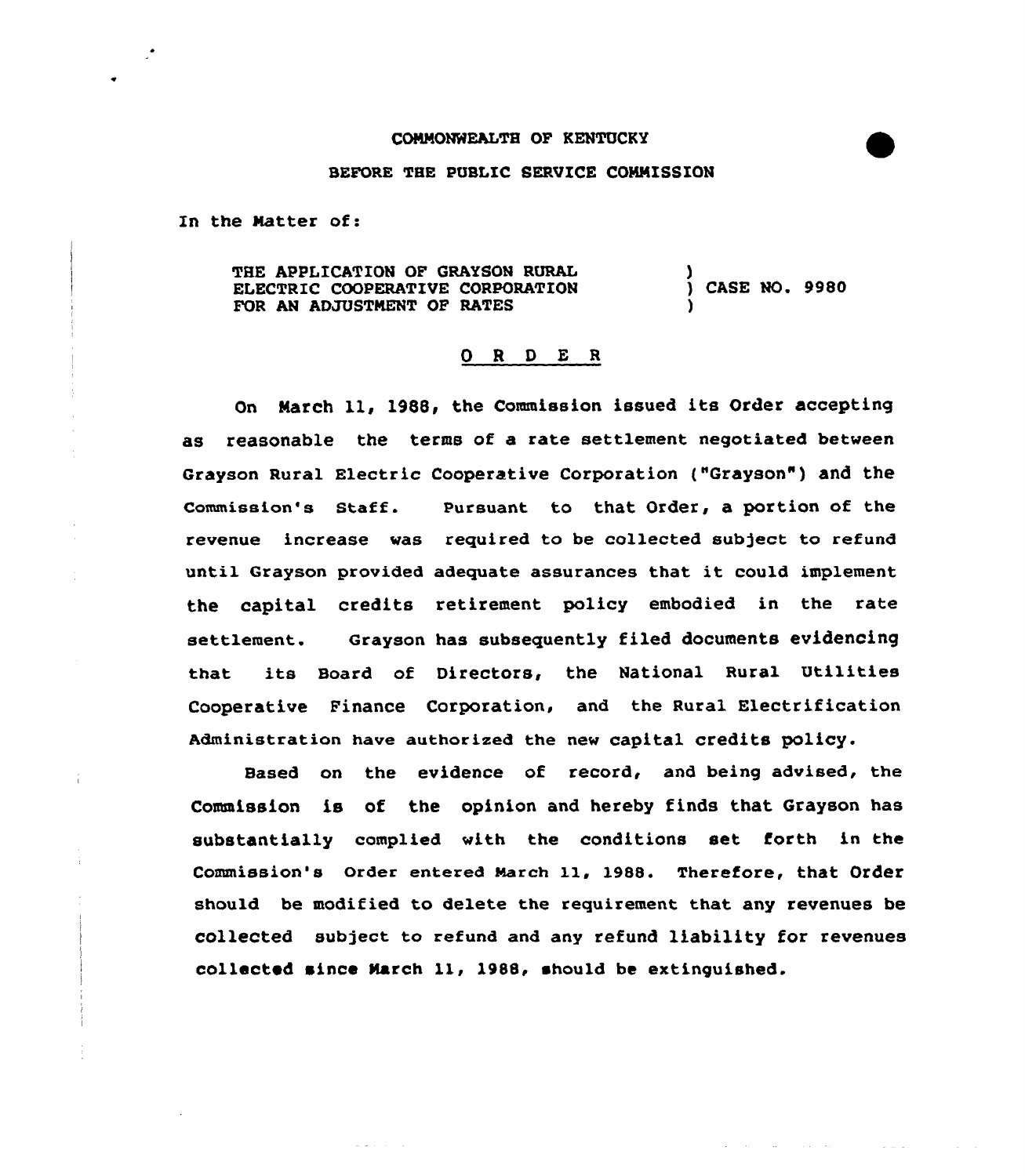COMMONWEALTH OF KENTUCKY

BEFORE THE PUBLIC SERVICE COMMISSION

In the Matter of:

THE APPLICATION OF GRAYSON RURAL ELECTRIC COOPERATIVE CORPORATION FOR AN ADJUSTMENT OF RATES ) CASE NO. 9980

O R D E R

On March 11, 1988, the Commission issued its Order accepting as reasonable the terms of a rate settlement negotiated between Grayson Rural Electric Cooperative Corporation ("Grayson") and the Commission's Staff. Pursuant to that Order, a portion of the revenue increase was required to be collected subject to refund until Grayson provided adequate assurances that it could implement the capital credits retirement policy embodied in the rate settlement. Grayson has subsequently filed documents evidencing that its Board of Directors, the National Rural Utilities Cooperative Finance Corporation, and the Rural Electrification Administration have authorized the new capital credits policy.

Based on the evidence of record, and being advised, the Commission is of the opinion and hereby finds that Grayson has substantially complied with the conditions set forth in the Commission's Order entered March 11, 1988. Therefore, that Order should be modified to delete the requirement that any revenues be collected subject to refund and any refund liability for revenues collected since March 11, 1988, should be extinguished.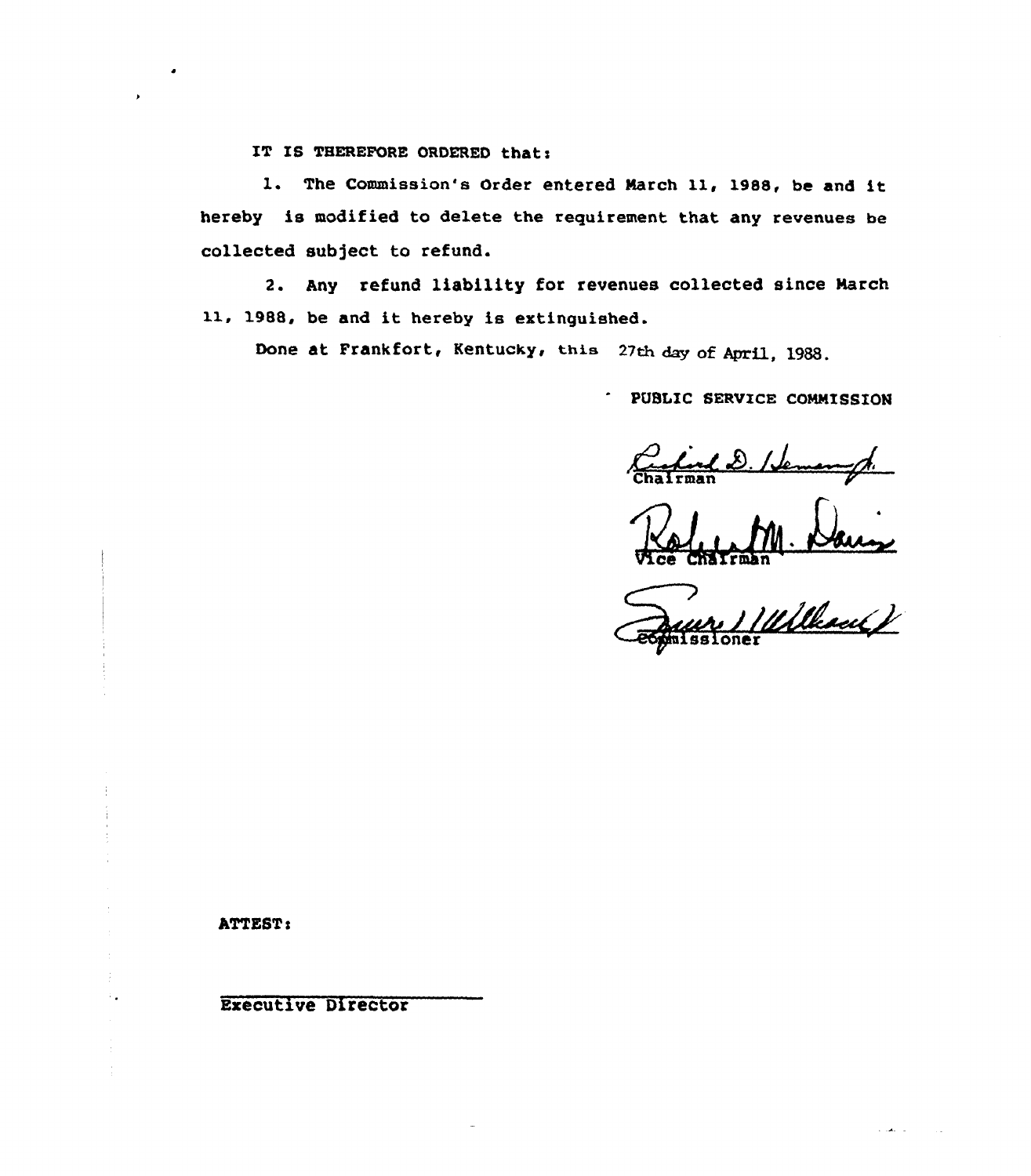IT IS THEREFORE ORDERED that:

1. The Commission's Order entered March 11, 1988, be and it hereby is modified to delete the requirement that any revenues be collected subject to refund.

2. Any refund liability for revenues collected since March 11, 1988, be and it hereby is extinguished.

Done at Frankfort, Kentucky, this 27th day of April, 1988.

PUBLIC SERVICE COMMISSION

Chairman

Vice Chairman

Commissioner

ATTEST:

Executive Director